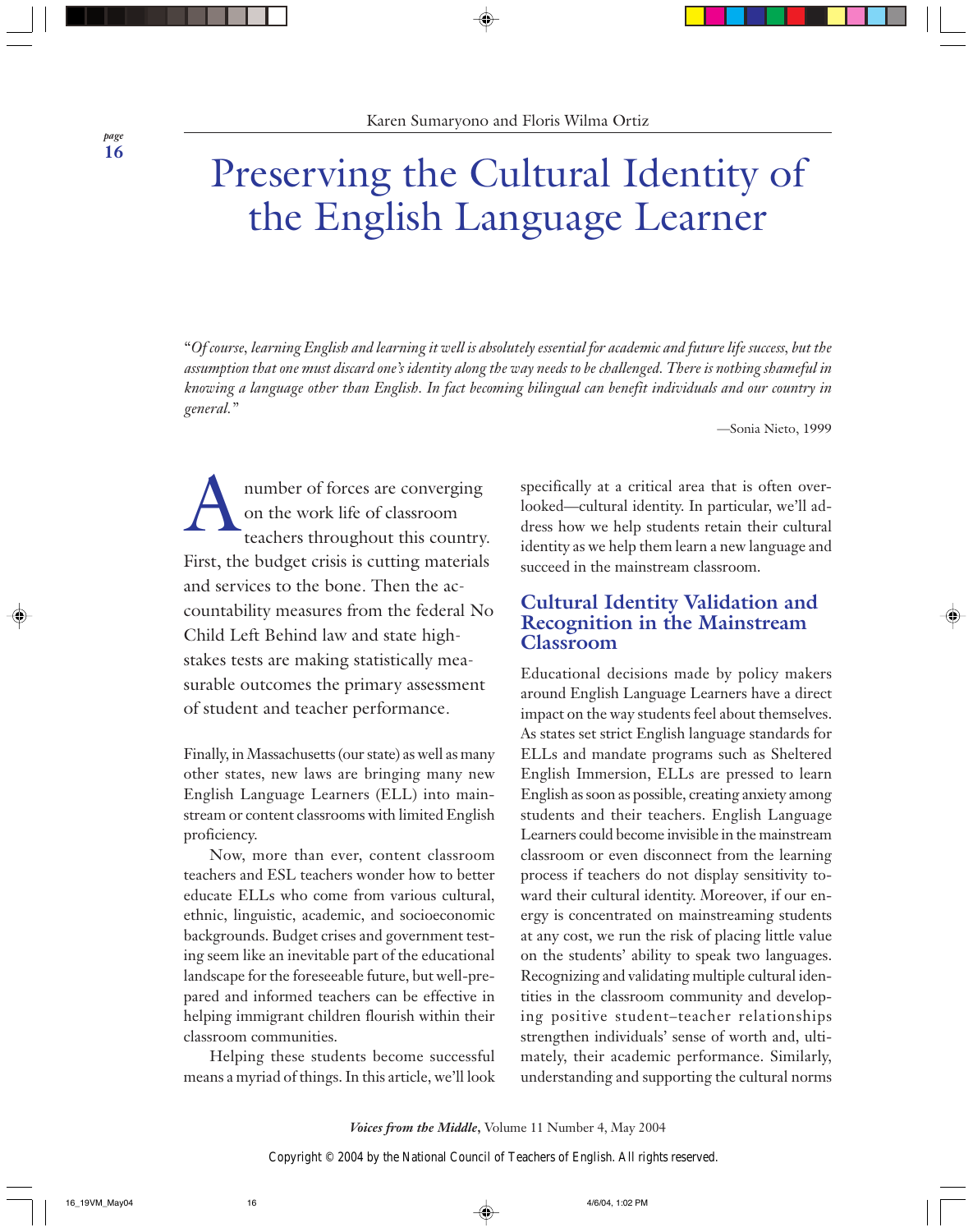Karen Sumaryono and Floris Wilma Ortiz

# Preserving the Cultural Identity of the English Language Learner

*"Of course, learning English and learning it well is absolutely essential for academic and future life success, but the assumption that one must discard one's identity along the way needs to be challenged. There is nothing shameful in knowing a language other than English. In fact becoming bilingual can benefit individuals and our country in general."*

—Sonia Nieto, 1999

A number of forces are converging on the work life of classroom teachers throughout this country. First, the budget crisis is cutting materials and services to the bone. Then the accountability measures from the federal No Child Left Behind law and state high-stakes tests are making statistically measurable outcomes the primary assessment of student and teacher performance.

Finally, in Massachusetts (our state) as well as many other states, new laws are bringing many new English Language Learners (ELL) into mainstream or content classrooms with limited English proficiency.

Now, more than ever, content classroom teachers and ESL teachers wonder how to better educate ELLs who come from various cultural, ethnic, linguistic, academic, and socioeconomic backgrounds. Budget crises and government testing seem like an inevitable part of the educational landscape for the foreseeable future, but well-prepared and informed teachers can be effective in helping immigrant children flourish within their classroom communities.

Helping these students become successful means a myriad of things. In this article, we'll look specifically at a critical area that is often overlooked—cultural identity. In particular, we'll address how we help students retain their cultural identity as we help them learn a new language and succeed in the mainstream classroom.

## Cultural Identity Validation and Recognition in the Mainstream Classroom

Educational decisions made by policy makers around English Language Learners have a direct impact on the way students feel about themselves. As states set strict English language standards for ELLs and mandate programs such as Sheltered English Immersion, ELLs are pressed to learn English as soon as possible, creating anxiety among students and their teachers. English Language Learners could become invisible in the mainstream classroom or even disconnect from the learning process if teachers do not display sensitivity toward their cultural identity. Moreover, if our energy is concentrated on mainstreaming students at any cost, we run the risk of placing little value on the students' ability to speak two languages. Recognizing and validating multiple cultural identities in the classroom community and developing positive student–teacher relationships strengthen individuals' sense of worth and, ultimately, their academic performance. Similarly, understanding and supporting the cultural norms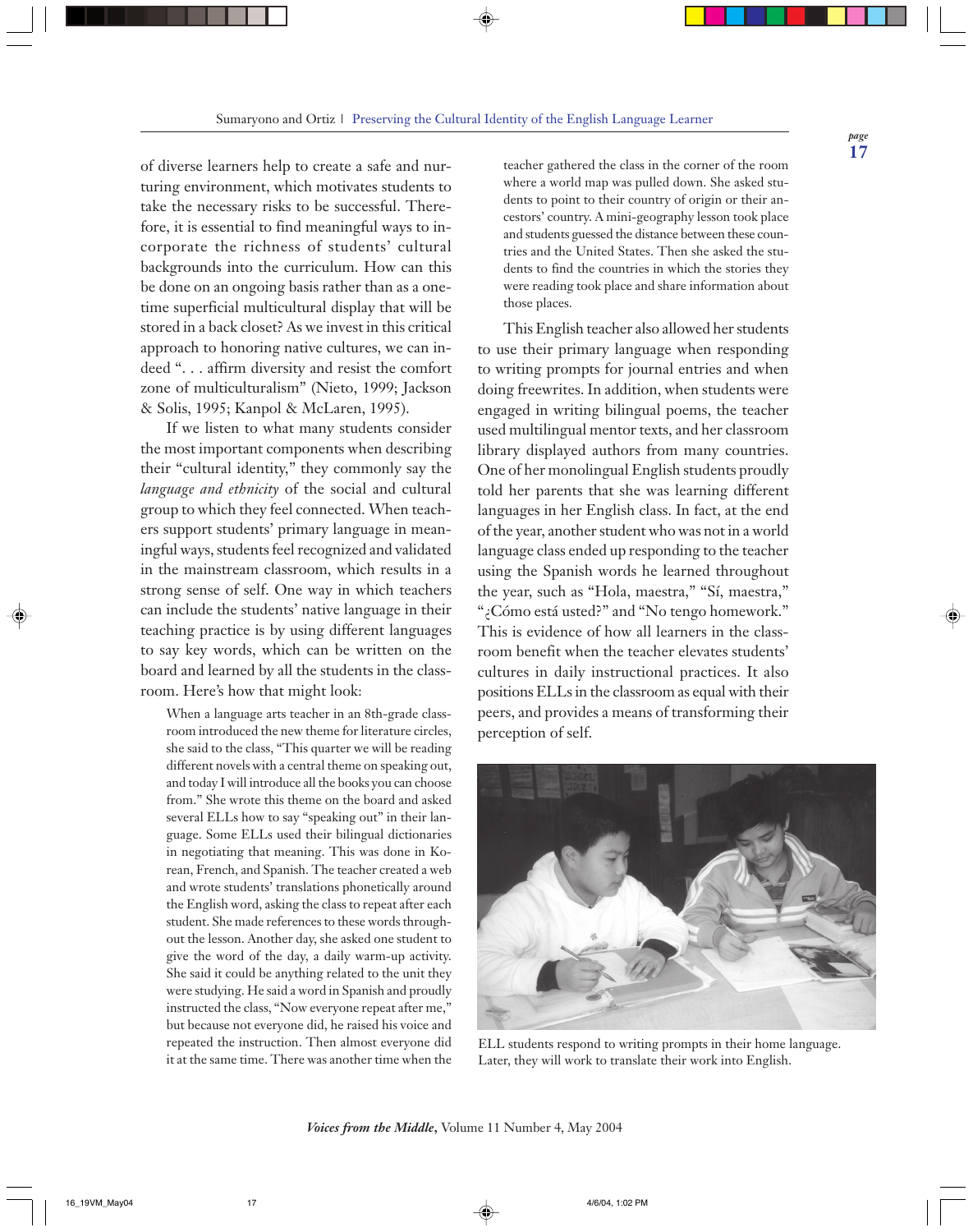of diverse learners help to create a safe and nurturing environment, which motivates students to take the necessary risks to be successful. Therefore, it is essential to find meaningful ways to incorporate the richness of students' cultural backgrounds into the curriculum. How can this be done on an ongoing basis rather than as a one-time superficial multicultural display that will be stored in a back closet? As we invest in this critical approach to honoring native cultures, we can indeed ". . . affirm diversity and resist the comfort zone of multiculturalism" (Nieto, 1999; Jackson & Solis, 1995; Kanpol & McLaren, 1995).

If we listen to what many students consider the most important components when describing their "cultural identity," they commonly say the *language and ethnicity* of the social and cultural group to which they feel connected. When teachers support students' primary language in meaningful ways, students feel recognized and validated in the mainstream classroom, which results in a strong sense of self. One way in which teachers can include the students' native language in their teaching practice is by using different languages to say key words, which can be written on the board and learned by all the students in the classroom. Here's how that might look:

> When a language arts teacher in an 8th-grade classroom introduced the new theme for literature circles, she said to the class, "This quarter we will be reading different novels with a central theme on speaking out, and today I will introduce all the books you can choose from." She wrote this theme on the board and asked several ELLs how to say "speaking out" in their language. Some ELLs used their bilingual dictionaries in negotiating that meaning. This was done in Korean, French, and Spanish. The teacher created a web and wrote students' translations phonetically around the English word, asking the class to repeat after each student. She made references to these words throughout the lesson. Another day, she asked one student to give the word of the day, a daily warm-up activity. She said it could be anything related to the unit they were studying. He said a word in Spanish and proudly instructed the class, "Now everyone repeat after me," but because not everyone did, he raised his voice and repeated the instruction. Then almost everyone did it at the same time. There was another time when the teacher gathered the class in the corner of the room where a world map was pulled down. She asked students to point to their country of origin or their ancestors' country. A mini-geography lesson took place and students guessed the distance between these countries and the United States. Then she asked the students to find the countries in which the stories they were reading took place and share information about those places.

This English teacher also allowed her students to use their primary language when responding to writing prompts for journal entries and when doing freewrites. In addition, when students were engaged in writing bilingual poems, the teacher used multilingual mentor texts, and her classroom library displayed authors from many countries. One of her monolingual English students proudly told her parents that she was learning different languages in her English class. In fact, at the end of the year, another student who was not in a world language class ended up responding to the teacher using the Spanish words he learned throughout the year, such as "Hola, maestra," "Sí, maestra," "¿Cómo está usted?" and "No tengo homework." This is evidence of how all learners in the classroom benefit when the teacher elevates students' cultures in daily instructional practices. It also positions ELLs in the classroom as equal with their peers, and provides a means of transforming their perception of self.

ELL students respond to writing prompts in their home language. Later, they will work to translate their work into English.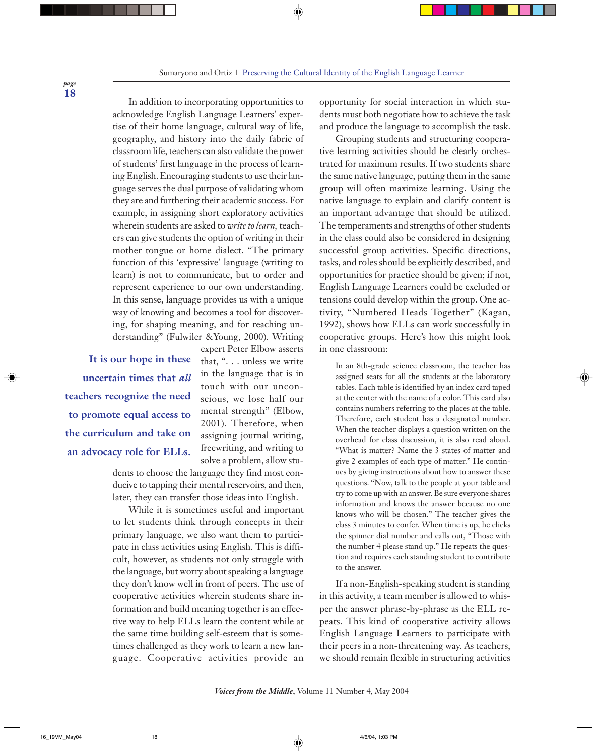In addition to incorporating opportunities to acknowledge English Language Learners' expertise of their home language, cultural way of life, geography, and history into the daily fabric of classroom life, teachers can also validate the power of students' first language in the process of learning English. Encouraging students to use their language serves the dual purpose of validating whom they are and furthering their academic success. For example, in assigning short exploratory activities wherein students are asked to *write to learn*, teachers can give students the option of writing in their mother tongue or home dialect. "The primary function of this 'expressive' language (writing to learn) is not to communicate, but to order and represent experience to our own understanding. In this sense, language provides us with a unique way of knowing and becomes a tool for discovering, for shaping meaning, and for reaching understanding" (Fulwiler &Young, 2000). Writing expert Peter Elbow asserts that, ". . . unless we write in the language that is in touch with our unconscious, we lose half our mental strength" (Elbow, 2001). Therefore, when assigning journal writing, freewriting, and writing to solve a problem, allow students to choose the language they find most conducive to tapping their mental reservoirs, and then, later, they can transfer those ideas into English.

> **It is our hope in these uncertain times that *all* teachers recognize the need to promote equal access to the curriculum and take on an advocacy role for ELLs.**

While it is sometimes useful and important to let students think through concepts in their primary language, we also want them to participate in class activities using English. This is difficult, however, as students not only struggle with the language, but worry about speaking a language they don't know well in front of peers. The use of cooperative activities wherein students share information and build meaning together is an effective way to help ELLs learn the content while at the same time building self-esteem that is sometimes challenged as they work to learn a new language. Cooperative activities provide an opportunity for social interaction in which students must both negotiate how to achieve the task and produce the language to accomplish the task.

Grouping students and structuring cooperative learning activities should be clearly orchestrated for maximum results. If two students share the same native language, putting them in the same group will often maximize learning. Using the native language to explain and clarify content is an important advantage that should be utilized. The temperaments and strengths of other students in the class could also be considered in designing successful group activities. Specific directions, tasks, and roles should be explicitly described, and opportunities for practice should be given; if not, English Language Learners could be excluded or tensions could develop within the group. One activity, "Numbered Heads Together" (Kagan, 1992), shows how ELLs can work successfully in cooperative groups. Here's how this might look in one classroom:

> In an 8th-grade science classroom, the teacher has assigned seats for all the students at the laboratory tables. Each table is identified by an index card taped at the center with the name of a color. This card also contains numbers referring to the places at the table. Therefore, each student has a designated number. When the teacher displays a question written on the overhead for class discussion, it is also read aloud. "What is matter? Name the 3 states of matter and give 2 examples of each type of matter." He continues by giving instructions about how to answer these questions. "Now, talk to the people at your table and try to come up with an answer. Be sure everyone shares information and knows the answer because no one knows who will be chosen." The teacher gives the class 3 minutes to confer. When time is up, he clicks the spinner dial number and calls out, "Those with the number 4 please stand up." He repeats the question and requires each standing student to contribute to the answer.

If a non-English-speaking student is standing in this activity, a team member is allowed to whisper the answer phrase-by-phrase as the ELL repeats. This kind of cooperative activity allows English Language Learners to participate with their peers in a non-threatening way. As teachers, we should remain flexible in structuring activities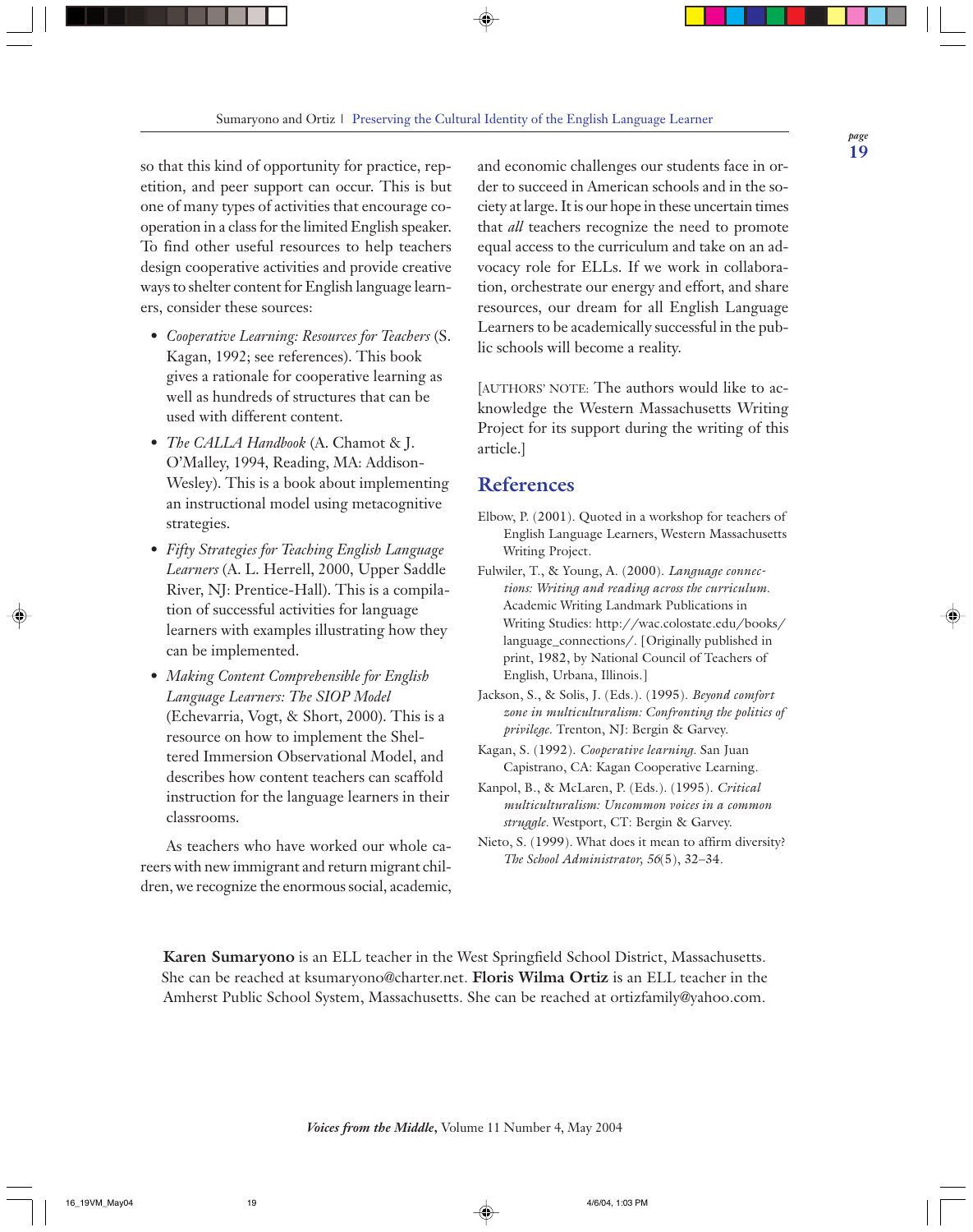so that this kind of opportunity for practice, repetition, and peer support can occur. This is but one of many types of activities that encourage cooperation in a class for the limited English speaker. To find other useful resources to help teachers design cooperative activities and provide creative ways to shelter content for English language learners, consider these sources:

- *Cooperative Learning: Resources for Teachers* (S. Kagan, 1992; see references). This book gives a rationale for cooperative learning as well as hundreds of structures that can be used with different content.
- *The CALLA Handbook* (A. Chamot & J. O'Malley, 1994, Reading, MA: Addison-Wesley). This is a book about implementing an instructional model using metacognitive strategies.
- *Fifty Strategies for Teaching English Language Learners* (A. L. Herrell, 2000, Upper Saddle River, NJ: Prentice-Hall). This is a compilation of successful activities for language learners with examples illustrating how they can be implemented.
- *Making Content Comprehensible for English Language Learners: The SIOP Model* (Echevarria, Vogt, & Short, 2000). This is a resource on how to implement the Sheltered Immersion Observational Model, and describes how content teachers can scaffold instruction for the language learners in their classrooms.

As teachers who have worked our whole careers with new immigrant and return migrant children, we recognize the enormous social, academic, and economic challenges our students face in order to succeed in American schools and in the society at large. It is our hope in these uncertain times that *all* teachers recognize the need to promote equal access to the curriculum and take on an advocacy role for ELLs. If we work in collaboration, orchestrate our energy and effort, and share resources, our dream for all English Language Learners to be academically successful in the public schools will become a reality.

[AUTHORS' NOTE: The authors would like to acknowledge the Western Massachusetts Writing Project for its support during the writing of this article.]

## References

Elbow, P. (2001). Quoted in a workshop for teachers of English Language Learners, Western Massachusetts Writing Project.

Fulwiler, T., & Young, A. (2000). *Language connections: Writing and reading across the curriculum.* Academic Writing Landmark Publications in Writing Studies: http://wac.colostate.edu/books/language_connections/. [Originally published in print, 1982, by National Council of Teachers of English, Urbana, Illinois.]

Jackson, S., & Solis, J. (Eds.). (1995). *Beyond comfort zone in multiculturalism: Confronting the politics of privilege.* Trenton, NJ: Bergin & Garvey.

Kagan, S. (1992). *Cooperative learning.* San Juan Capistrano, CA: Kagan Cooperative Learning.

Kanpol, B., & McLaren, P. (Eds.). (1995). *Critical multiculturalism: Uncommon voices in a common struggle.* Westport, CT: Bergin & Garvey.

Nieto, S. (1999). What does it mean to affirm diversity? *The School Administrator, 56*(5), 32–34.

**Karen Sumaryono** is an ELL teacher in the West Springfield School District, Massachusetts. She can be reached at ksumaryono@charter.net. **Floris Wilma Ortiz** is an ELL teacher in the Amherst Public School System, Massachusetts. She can be reached at ortizfamily@yahoo.com.